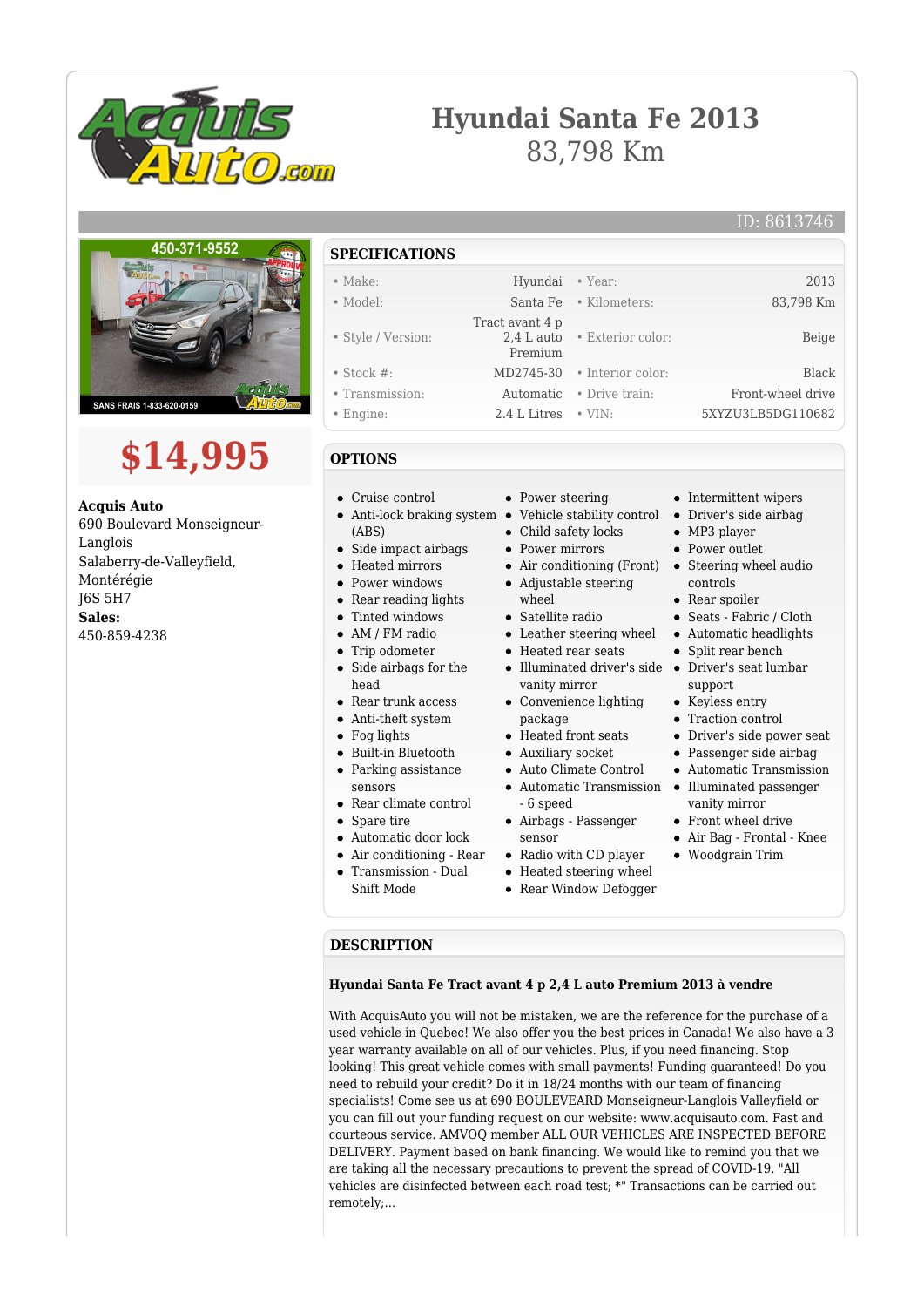# Hyundai Santa Fe 2013

83,798 Km

ID: 8613746

# $14,995

**Acquis Auto**
690 Boulevard Monseigneur-Langlois
Salaberry-de-Valleyfield, Montérégie
J6S 5H7
**Sales:**
450-859-4238

## SPECIFICATIONS

| | | | |
|---|---|---|---|
| • Make: | Hyundai | • Year: | 2013 |
| • Model: | Santa Fe | • Kilometers: | 83,798 Km |
| • Style / Version: | Tract avant 4 p 2,4 L auto Premium | • Exterior color: | Beige |
| • Stock #: | MD2745-30 | • Interior color: | Black |
| • Transmission: | Automatic | • Drive train: | Front-wheel drive |
| • Engine: | 2.4 L Litres | • VIN: | 5XYZU3LB5DG110682 |

## OPTIONS

- Cruise control
- Anti-lock braking system (ABS)
- Side impact airbags
- Heated mirrors
- Power windows
- Rear reading lights
- Tinted windows
- AM / FM radio
- Trip odometer
- Side airbags for the head
- Rear trunk access
- Anti-theft system
- Fog lights
- Built-in Bluetooth
- Parking assistance sensors
- Rear climate control
- Spare tire
- Automatic door lock
- Air conditioning - Rear
- Transmission - Dual Shift Mode
- Power steering
- Vehicle stability control
- Child safety locks
- Power mirrors
- Air conditioning (Front)
- Adjustable steering wheel
- Satellite radio
- Leather steering wheel
- Heated rear seats
- Illuminated driver's side vanity mirror
- Convenience lighting package
- Heated front seats
- Auxiliary socket
- Auto Climate Control
- Automatic Transmission - 6 speed
- Airbags - Passenger sensor
- Radio with CD player
- Heated steering wheel
- Rear Window Defogger
- Intermittent wipers
- Driver's side airbag
- MP3 player
- Power outlet
- Steering wheel audio controls
- Rear spoiler
- Seats - Fabric / Cloth
- Automatic headlights
- Split rear bench
- Driver's seat lumbar support
- Keyless entry
- Traction control
- Driver's side power seat
- Passenger side airbag
- Automatic Transmission
- Illuminated passenger vanity mirror
- Front wheel drive
- Air Bag - Frontal - Knee
- Woodgrain Trim

## DESCRIPTION

**Hyundai Santa Fe Tract avant 4 p 2,4 L auto Premium 2013 à vendre**

With AcquisAuto you will not be mistaken, we are the reference for the purchase of a used vehicle in Quebec! We also offer you the best prices in Canada! We also have a 3 year warranty available on all of our vehicles. Plus, if you need financing. Stop looking! This great vehicle comes with small payments! Funding guaranteed! Do you need to rebuild your credit? Do it in 18/24 months with our team of financing specialists! Come see us at 690 BOULEVARD Monseigneur-Langlois Valleyfield or you can fill out your funding request on our website: www.acquisauto.com. Fast and courteous service. AMVOQ member ALL OUR VEHICLES ARE INSPECTED BEFORE DELIVERY. Payment based on bank financing. We would like to remind you that we are taking all the necessary precautions to prevent the spread of COVID-19. "All vehicles are disinfected between each road test; *" Transactions can be carried out remotely;...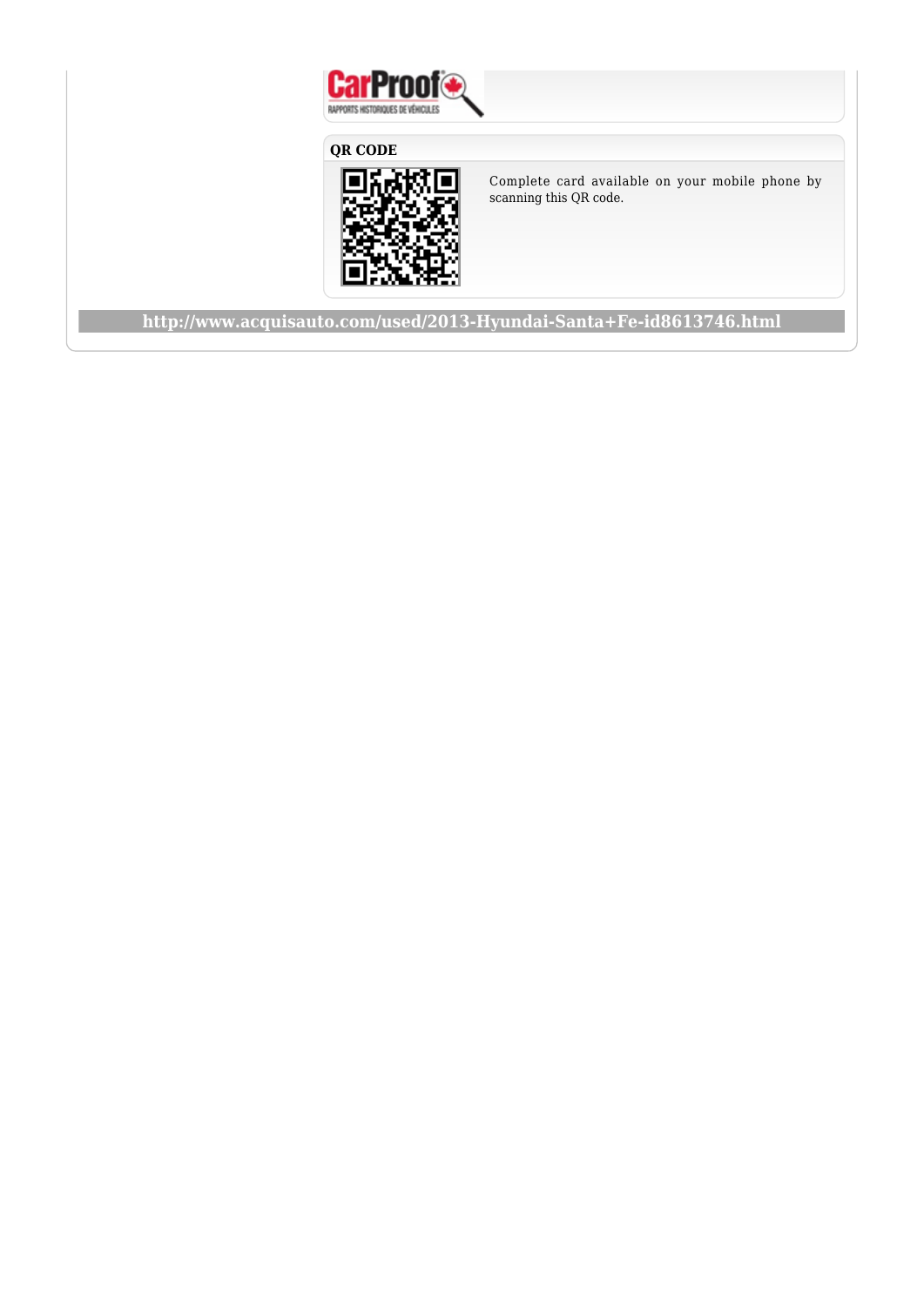CarProof
RAPPORTS HISTORIQUES DE VÉHICULES

**QR CODE**

Complete card available on your mobile phone by scanning this QR code.

**http://www.acquisauto.com/used/2013-Hyundai-Santa+Fe-id8613746.html**